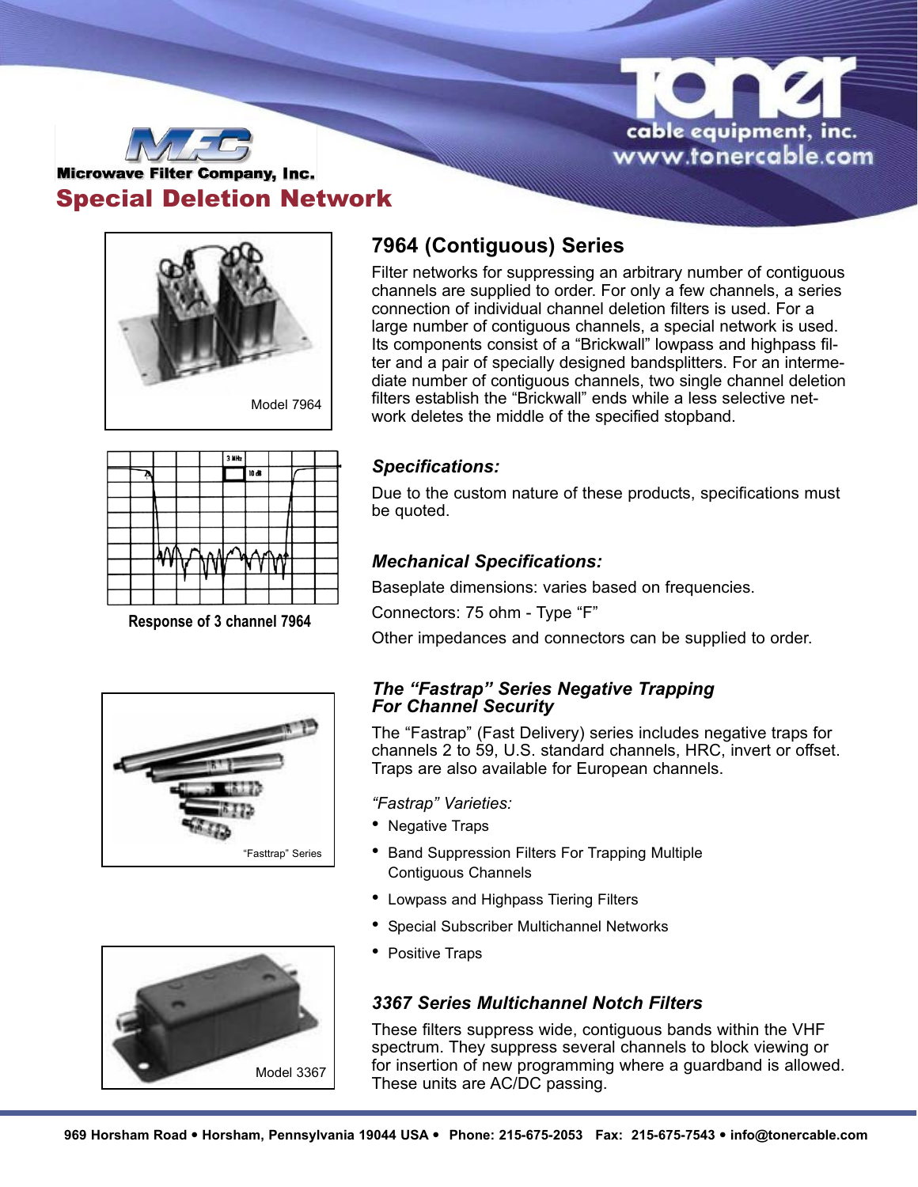Microwave Filter Company, Inc.

toner cable equipment, inc.
www.tonercable.com

# Special Deletion Network

Model 7964

Response of 3 channel 7964

## 7964 (Contiguous) Series

Filter networks for suppressing an arbitrary number of contiguous channels are supplied to order. For only a few channels, a series connection of individual channel deletion filters is used. For a large number of contiguous channels, a special network is used. Its components consist of a "Brickwall" lowpass and highpass filter and a pair of specially designed bandsplitters. For an intermediate number of contiguous channels, two single channel deletion filters establish the "Brickwall" ends while a less selective network deletes the middle of the specified stopband.

### *Specifications:*

Due to the custom nature of these products, specifications must be quoted.

### *Mechanical Specifications:*

Baseplate dimensions: varies based on frequencies.

Connectors: 75 ohm - Type "F"

Other impedances and connectors can be supplied to order.

### *The "Fastrap" Series Negative Trapping For Channel Security*

"Fasttrap" Series

The "Fastrap" (Fast Delivery) series includes negative traps for channels 2 to 59, U.S. standard channels, HRC, invert or offset. Traps are also available for European channels.

*"Fastrap" Varieties:*

- Negative Traps
- Band Suppression Filters For Trapping Multiple Contiguous Channels
- Lowpass and Highpass Tiering Filters
- Special Subscriber Multichannel Networks
- Positive Traps

### *3367 Series Multichannel Notch Filters*

Model 3367

These filters suppress wide, contiguous bands within the VHF spectrum. They suppress several channels to block viewing or for insertion of new programming where a guardband is allowed. These units are AC/DC passing.

**969 Horsham Road • Horsham, Pennsylvania 19044 USA • Phone: 215-675-2053 Fax: 215-675-7543 • info@tonercable.com**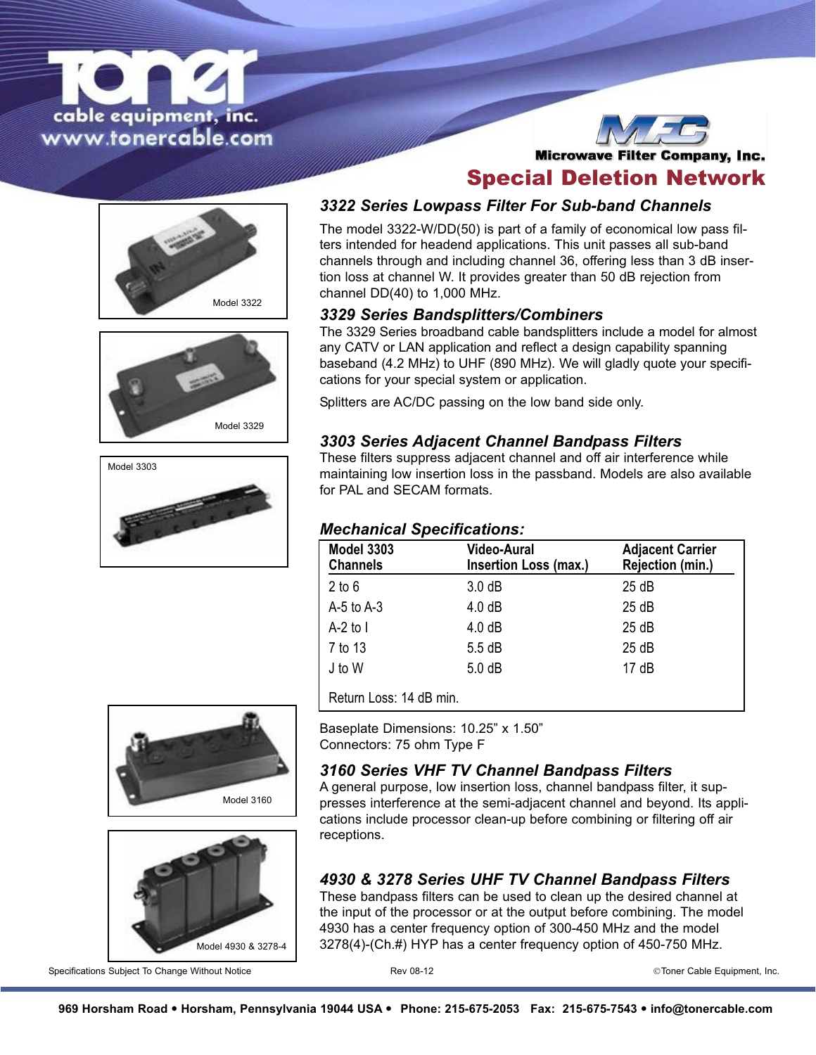toner cable equipment, inc.
www.tonercable.com

Microwave Filter Company, Inc.

# Special Deletion Network

Model 3322

Model 3329

Model 3303

## 3322 Series Lowpass Filter For Sub-band Channels

The model 3322-W/DD(50) is part of a family of economical low pass filters intended for headend applications. This unit passes all sub-band channels through and including channel 36, offering less than 3 dB insertion loss at channel W. It provides greater than 50 dB rejection from channel DD(40) to 1,000 MHz.

## 3329 Series Bandsplitters/Combiners

The 3329 Series broadband cable bandsplitters include a model for almost any CATV or LAN application and reflect a design capability spanning baseband (4.2 MHz) to UHF (890 MHz). We will gladly quote your specifications for your special system or application.

Splitters are AC/DC passing on the low band side only.

## 3303 Series Adjacent Channel Bandpass Filters

These filters suppress adjacent channel and off air interference while maintaining low insertion loss in the passband. Models are also available for PAL and SECAM formats.

## Mechanical Specifications:

| Model 3303 Channels | Video-Aural Insertion Loss (max.) | Adjacent Carrier Rejection (min.) |
|---|---|---|
| 2 to 6 | 3.0 dB | 25 dB |
| A-5 to A-3 | 4.0 dB | 25 dB |
| A-2 to I | 4.0 dB | 25 dB |
| 7 to 13 | 5.5 dB | 25 dB |
| J to W | 5.0 dB | 17 dB |

Return Loss: 14 dB min.

Baseplate Dimensions: 10.25" x 1.50"
Connectors: 75 ohm Type F

Model 3160

Model 4930 & 3278-4

## 3160 Series VHF TV Channel Bandpass Filters

A general purpose, low insertion loss, channel bandpass filter, it suppresses interference at the semi-adjacent channel and beyond. Its applications include processor clean-up before combining or filtering off air receptions.

## 4930 & 3278 Series UHF TV Channel Bandpass Filters

These bandpass filters can be used to clean up the desired channel at the input of the processor or at the output before combining. The model 4930 has a center frequency option of 300-450 MHz and the model 3278(4)-(Ch.#) HYP has a center frequency option of 450-750 MHz.

Specifications Subject To Change Without Notice    Rev 08-12    ©Toner Cable Equipment, Inc.

969 Horsham Road • Horsham, Pennsylvania 19044 USA • Phone: 215-675-2053 Fax: 215-675-7543 • info@tonercable.com